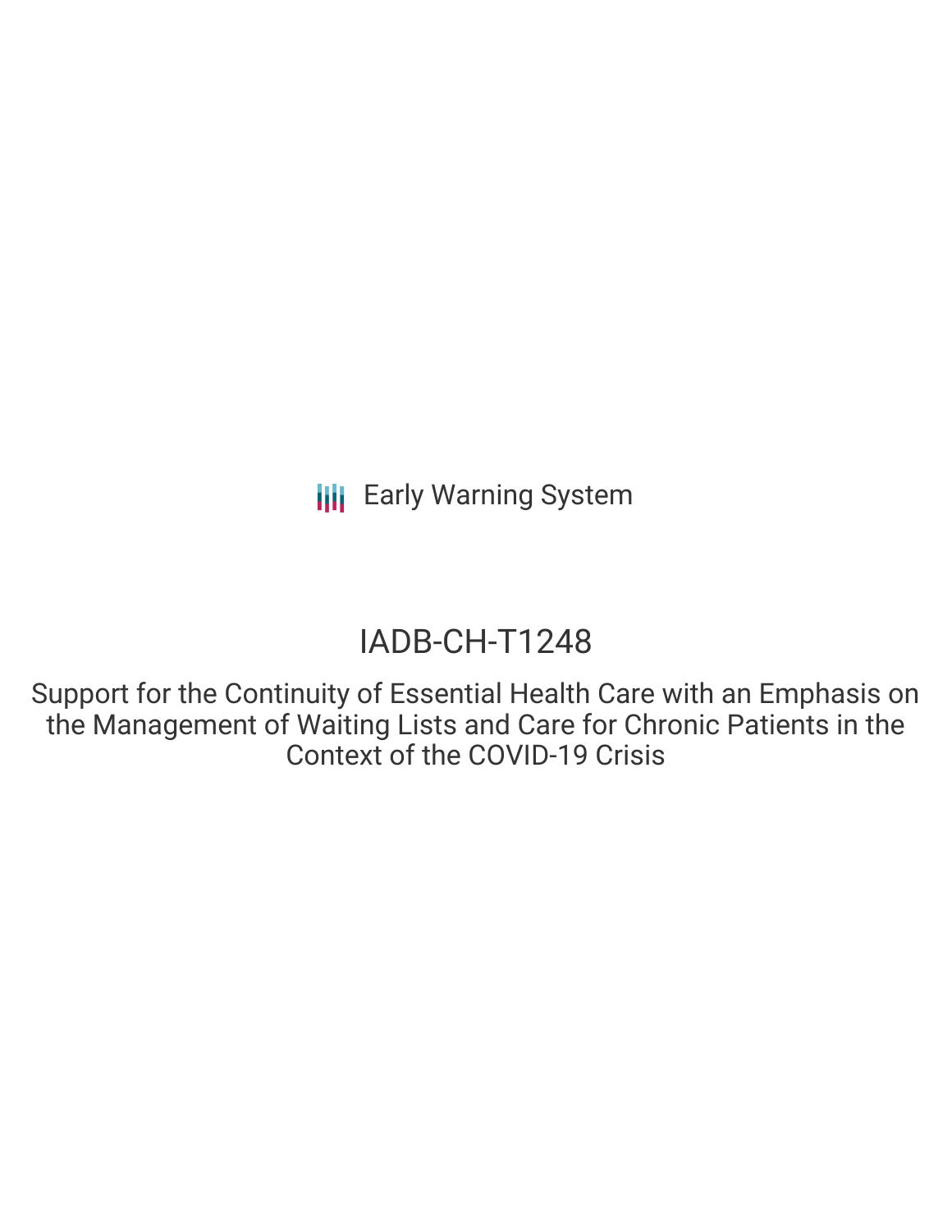Early Warning System

# IADB-CH-T1248

## Support for the Continuity of Essential Health Care with an Emphasis on the Management of Waiting Lists and Care for Chronic Patients in the Context of the COVID-19 Crisis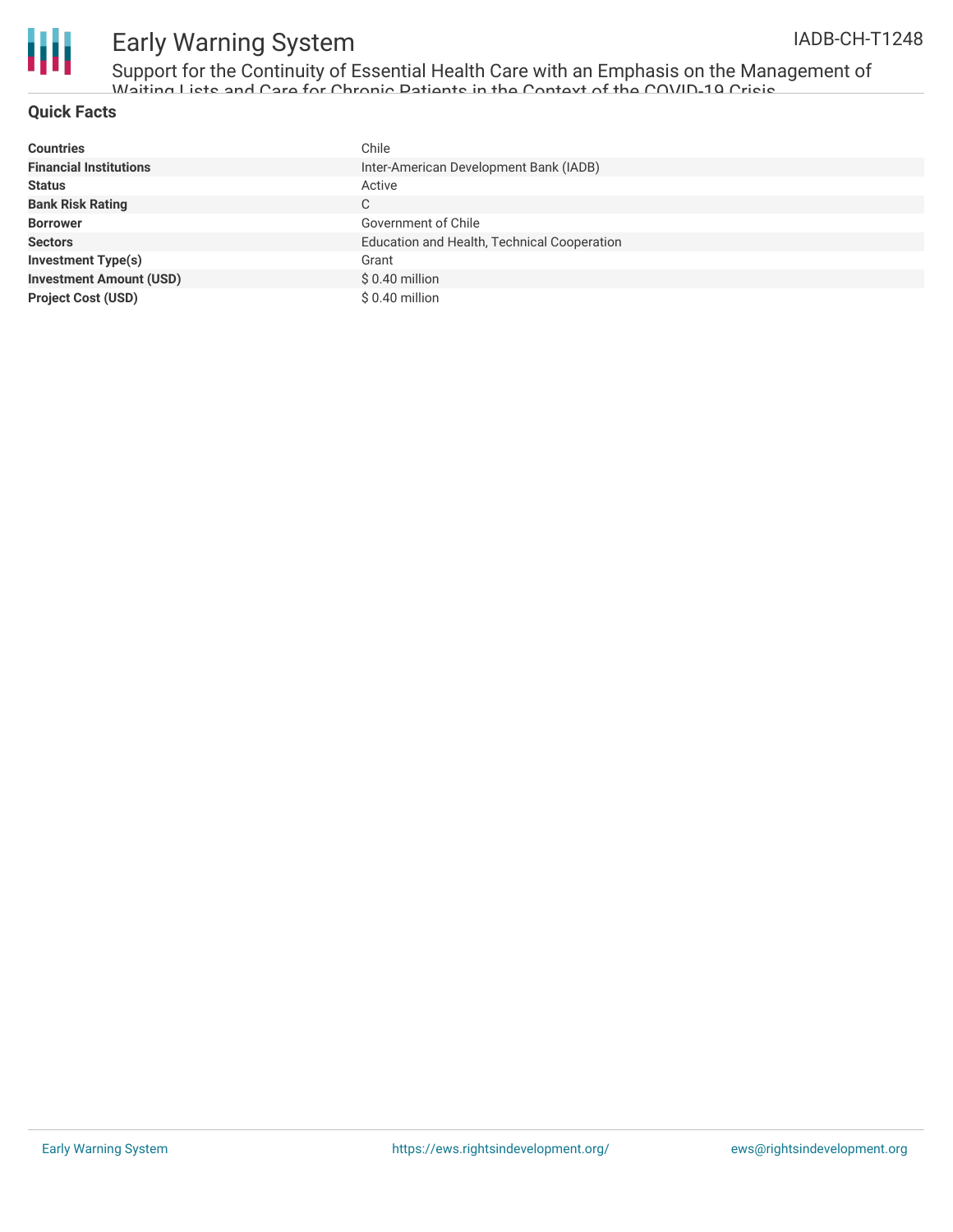## Quick Facts

| | |
|---|---|
| **Countries** | Chile |
| **Financial Institutions** | Inter-American Development Bank (IADB) |
| **Status** | Active |
| **Bank Risk Rating** | C |
| **Borrower** | Government of Chile |
| **Sectors** | Education and Health, Technical Cooperation |
| **Investment Type(s)** | Grant |
| **Investment Amount (USD)** | $ 0.40 million |
| **Project Cost (USD)** | $ 0.40 million |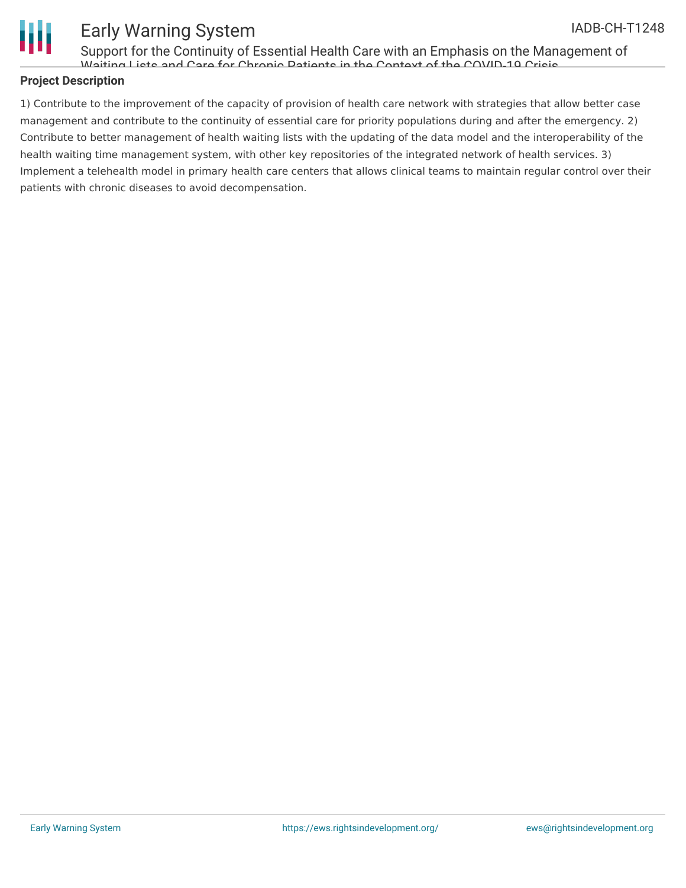### Project Description

1) Contribute to the improvement of the capacity of provision of health care network with strategies that allow better case management and contribute to the continuity of essential care for priority populations during and after the emergency. 2) Contribute to better management of health waiting lists with the updating of the data model and the interoperability of the health waiting time management system, with other key repositories of the integrated network of health services. 3) Implement a telehealth model in primary health care centers that allows clinical teams to maintain regular control over their patients with chronic diseases to avoid decompensation.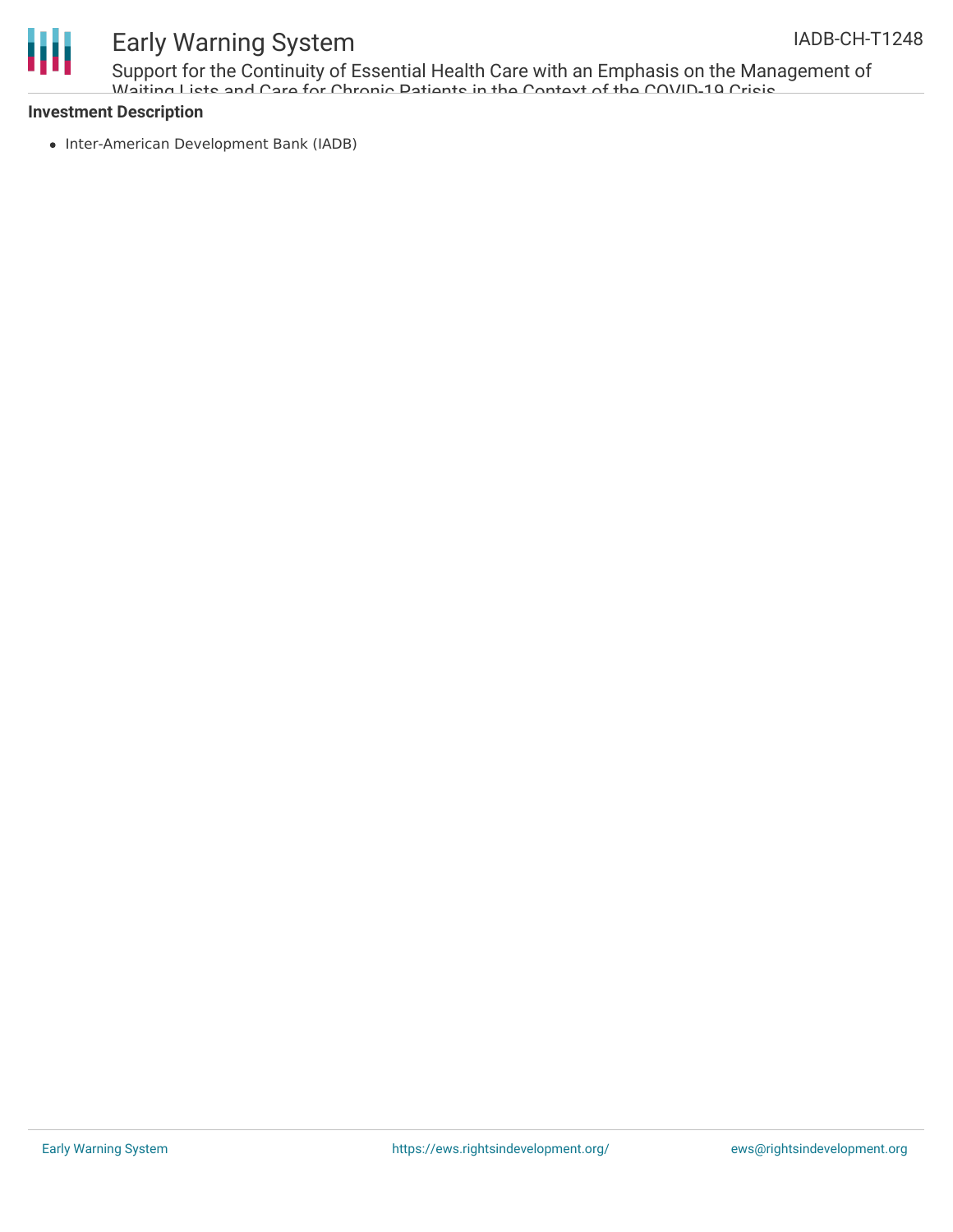**Investment Description**

- Inter-American Development Bank (IADB)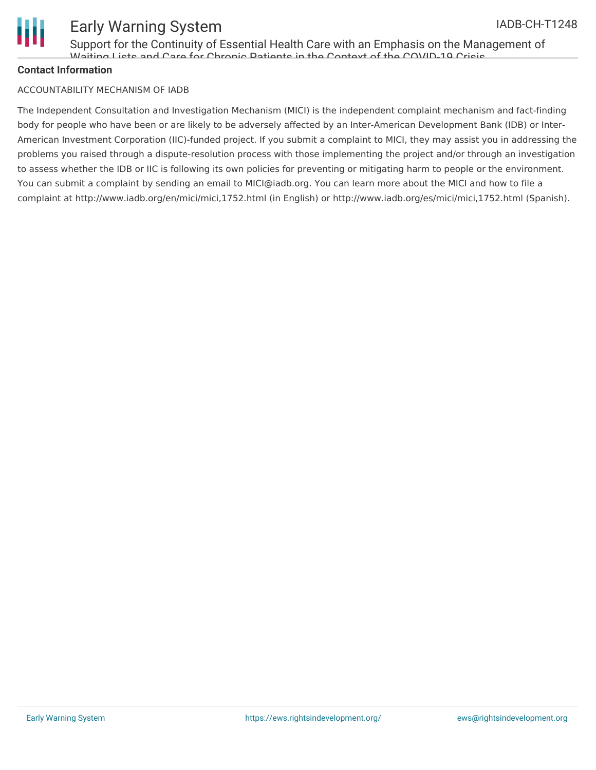**Contact Information**

ACCOUNTABILITY MECHANISM OF IADB

The Independent Consultation and Investigation Mechanism (MICI) is the independent complaint mechanism and fact-finding body for people who have been or are likely to be adversely affected by an Inter-American Development Bank (IDB) or Inter-American Investment Corporation (IIC)-funded project. If you submit a complaint to MICI, they may assist you in addressing the problems you raised through a dispute-resolution process with those implementing the project and/or through an investigation to assess whether the IDB or IIC is following its own policies for preventing or mitigating harm to people or the environment. You can submit a complaint by sending an email to MICI@iadb.org. You can learn more about the MICI and how to file a complaint at http://www.iadb.org/en/mici/mici,1752.html (in English) or http://www.iadb.org/es/mici/mici,1752.html (Spanish).